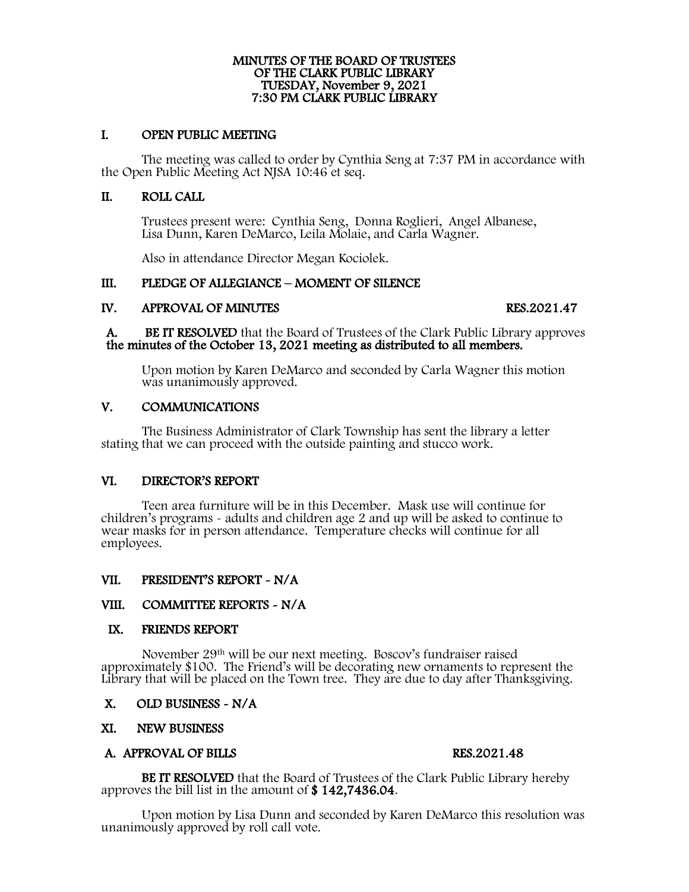# MINUTES OF THE BOARD OF TRUSTEES OF THE CLARK PUBLIC LIBRARY TUESDAY, November 9, 2021 7:30 PM CLARK PUBLIC LIBRARY

## I. OPEN PUBLIC MEETING

The meeting was called to order by Cynthia Seng at 7:37 PM in accordance with the Open Public Meeting Act NJSA 10:46 et seq.

## II. ROLL CALL

Trustees present were: Cynthia Seng, Donna Roglieri, Angel Albanese, Lisa Dunn, Karen DeMarco, Leila Molaie, and Carla Wagner.

Also in attendance Director Megan Kociolek.

## III. PLEDGE OF ALLEGIANCE – MOMENT OF SILENCE

## IV. APPROVAL OF MINUTES RES.2021.47

**A. BE IT RESOLVED** that the Board of Trustees of the Clark Public Library approves **the minutes of the October 13, 2021 meeting as distributed to all members.**

Upon motion by Karen DeMarco and seconded by Carla Wagner this motion was unanimously approved.

## V. COMMUNICATIONS

The Business Administrator of Clark Township has sent the library a letter stating that we can proceed with the outside painting and stucco work.

## VI. DIRECTOR'S REPORT

Teen area furniture will be in this December. Mask use will continue for children's programs - adults and children age 2 and up will be asked to continue to wear masks for in person attendance. Temperature checks will continue for all employees.

## VII. PRESIDENT'S REPORT - N/A

## VIII. COMMITTEE REPORTS - N/A

## IX. FRIENDS REPORT

November 29th will be our next meeting. Boscov's fundraiser raised approximately $100. The Friend's will be decorating new ornaments to represent the Library that will be placed on the Town tree. They are due to day after Thanksgiving.

## X. OLD BUSINESS - N/A

## XI. NEW BUSINESS

### A. APPROVAL OF BILLS RES.2021.48

**BE IT RESOLVED** that the Board of Trustees of the Clark Public Library hereby approves the bill list in the amount of **$ 142,7436.04**.

Upon motion by Lisa Dunn and seconded by Karen DeMarco this resolution was unanimously approved by roll call vote.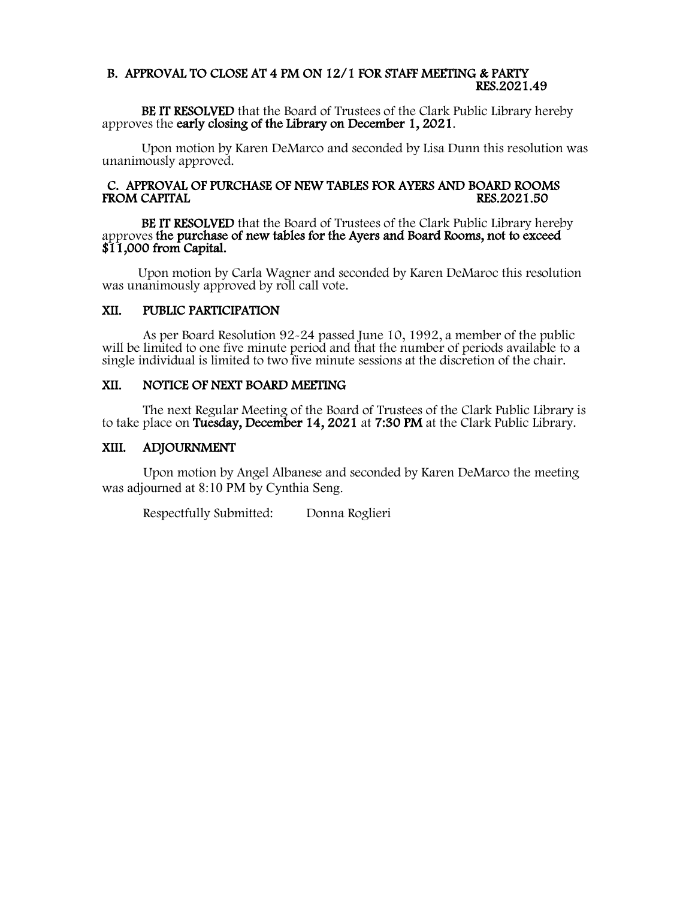**B. APPROVAL TO CLOSE AT 4 PM ON 12/1 FOR STAFF MEETING & PARTY**
**RES.2021.49**

**BE IT RESOLVED** that the Board of Trustees of the Clark Public Library hereby approves the **early closing of the Library on December 1, 2021**.

Upon motion by Karen DeMarco and seconded by Lisa Dunn this resolution was unanimously approved.

**C. APPROVAL OF PURCHASE OF NEW TABLES FOR AYERS AND BOARD ROOMS FROM CAPITAL**
**RES.2021.50**

**BE IT RESOLVED** that the Board of Trustees of the Clark Public Library hereby approves **the purchase of new tables for the Ayers and Board Rooms, not to exceed $11,000 from Capital.**

Upon motion by Carla Wagner and seconded by Karen DeMaroc this resolution was unanimously approved by roll call vote.

## XII. PUBLIC PARTICIPATION

As per Board Resolution 92-24 passed June 10, 1992, a member of the public will be limited to one five minute period and that the number of periods available to a single individual is limited to two five minute sessions at the discretion of the chair.

## XII. NOTICE OF NEXT BOARD MEETING

The next Regular Meeting of the Board of Trustees of the Clark Public Library is to take place on **Tuesday, December 14, 2021** at **7:30 PM** at the Clark Public Library.

## XIII. ADJOURNMENT

Upon motion by Angel Albanese and seconded by Karen DeMarco the meeting was adjourned at 8:10 PM by Cynthia Seng.

Respectfully Submitted: Donna Roglieri